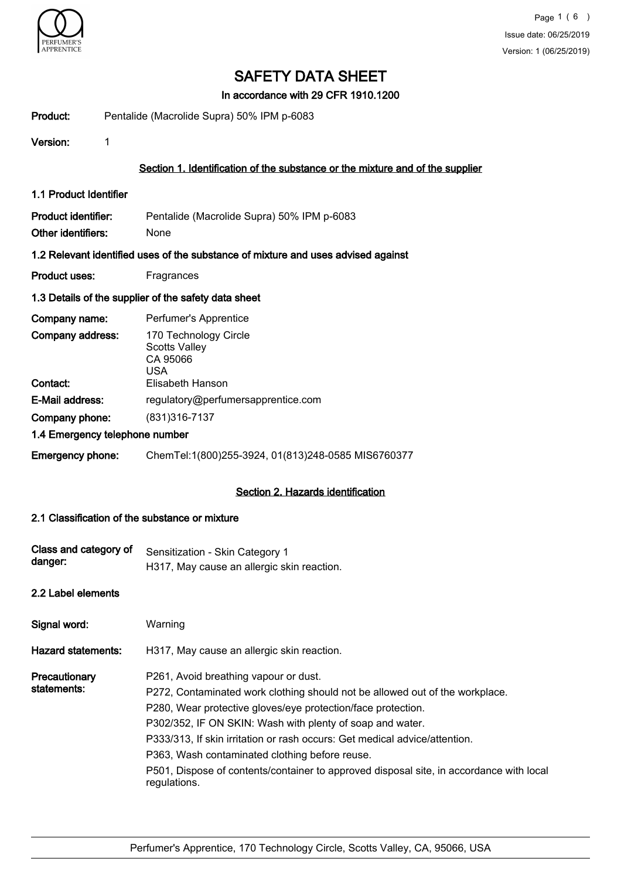# SAFETY DATA SHEET

**In accordance with 29 CFR 1910.1200**

**Product:** Pentalide (Macrolide Supra) 50% IPM p-6083

**Version:** 1

## Section 1. Identification of the substance or the mixture and of the supplier

### 1.1 Product Identifier

**Product identifier:** Pentalide (Macrolide Supra) 50% IPM p-6083

**Other identifiers:** None

### 1.2 Relevant identified uses of the substance of mixture and uses advised against

**Product uses:** Fragrances

### 1.3 Details of the supplier of the safety data sheet

**Company name:** Perfumer's Apprentice

**Company address:** 170 Technology Circle
Scotts Valley
CA 95066
USA

**Contact:** Elisabeth Hanson

**E-Mail address:** regulatory@perfumersapprentice.com

**Company phone:** (831)316-7137

### 1.4 Emergency telephone number

**Emergency phone:** ChemTel:1(800)255-3924, 01(813)248-0585 MIS6760377

## Section 2. Hazards identification

### 2.1 Classification of the substance or mixture

**Class and category of danger:** Sensitization - Skin Category 1
H317, May cause an allergic skin reaction.

### 2.2 Label elements

**Signal word:** Warning

**Hazard statements:** H317, May cause an allergic skin reaction.

**Precautionary statements:**

P261, Avoid breathing vapour or dust.

P272, Contaminated work clothing should not be allowed out of the workplace.

P280, Wear protective gloves/eye protection/face protection.

P302/352, IF ON SKIN: Wash with plenty of soap and water.

P333/313, If skin irritation or rash occurs: Get medical advice/attention.

P363, Wash contaminated clothing before reuse.

P501, Dispose of contents/container to approved disposal site, in accordance with local regulations.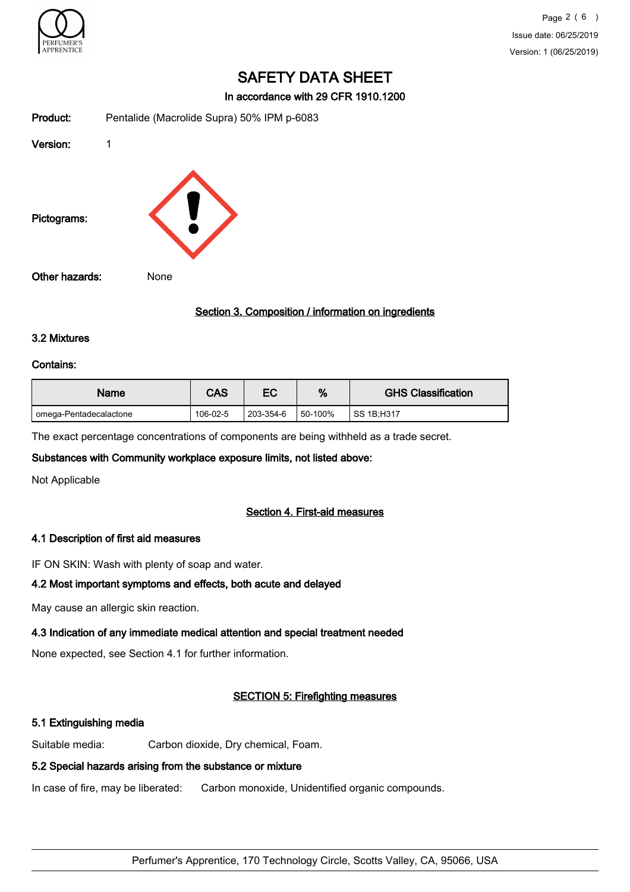# SAFETY DATA SHEET

**In accordance with 29 CFR 1910.1200**

**Product:** Pentalide (Macrolide Supra) 50% IPM p-6083

**Version:** 1

**Pictograms:**

**Other hazards:** None

## Section 3. Composition / information on ingredients

### 3.2 Mixtures

**Contains:**

| Name | CAS | EC | % | GHS Classification |
|---|---|---|---|---|
| omega-Pentadecalactone | 106-02-5 | 203-354-6 | 50-100% | SS 1B;H317 |

The exact percentage concentrations of components are being withheld as a trade secret.

**Substances with Community workplace exposure limits, not listed above:**

Not Applicable

## Section 4. First-aid measures

### 4.1 Description of first aid measures

IF ON SKIN: Wash with plenty of soap and water.

### 4.2 Most important symptoms and effects, both acute and delayed

May cause an allergic skin reaction.

### 4.3 Indication of any immediate medical attention and special treatment needed

None expected, see Section 4.1 for further information.

## SECTION 5: Firefighting measures

### 5.1 Extinguishing media

Suitable media: Carbon dioxide, Dry chemical, Foam.

### 5.2 Special hazards arising from the substance or mixture

In case of fire, may be liberated: Carbon monoxide, Unidentified organic compounds.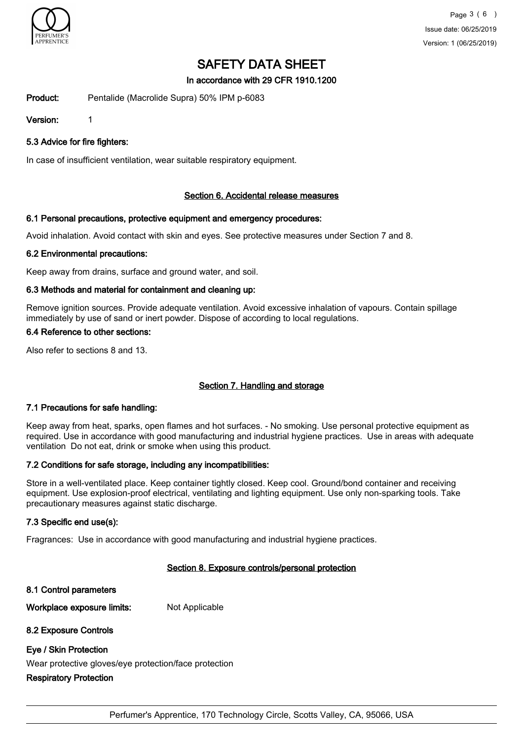# SAFETY DATA SHEET

**In accordance with 29 CFR 1910.1200**

**Product:** Pentalide (Macrolide Supra) 50% IPM p-6083

**Version:** 1

### 5.3 Advice for fire fighters:

In case of insufficient ventilation, wear suitable respiratory equipment.

## Section 6. Accidental release measures

### 6.1 Personal precautions, protective equipment and emergency procedures:

Avoid inhalation. Avoid contact with skin and eyes. See protective measures under Section 7 and 8.

### 6.2 Environmental precautions:

Keep away from drains, surface and ground water, and soil.

### 6.3 Methods and material for containment and cleaning up:

Remove ignition sources. Provide adequate ventilation. Avoid excessive inhalation of vapours. Contain spillage immediately by use of sand or inert powder. Dispose of according to local regulations.

### 6.4 Reference to other sections:

Also refer to sections 8 and 13.

## Section 7. Handling and storage

### 7.1 Precautions for safe handling:

Keep away from heat, sparks, open flames and hot surfaces. - No smoking. Use personal protective equipment as required. Use in accordance with good manufacturing and industrial hygiene practices. Use in areas with adequate ventilation Do not eat, drink or smoke when using this product.

### 7.2 Conditions for safe storage, including any incompatibilities:

Store in a well-ventilated place. Keep container tightly closed. Keep cool. Ground/bond container and receiving equipment. Use explosion-proof electrical, ventilating and lighting equipment. Use only non-sparking tools. Take precautionary measures against static discharge.

### 7.3 Specific end use(s):

Fragrances: Use in accordance with good manufacturing and industrial hygiene practices.

## Section 8. Exposure controls/personal protection

### 8.1 Control parameters

**Workplace exposure limits:** Not Applicable

### 8.2 Exposure Controls

**Eye / Skin Protection**

Wear protective gloves/eye protection/face protection

**Respiratory Protection**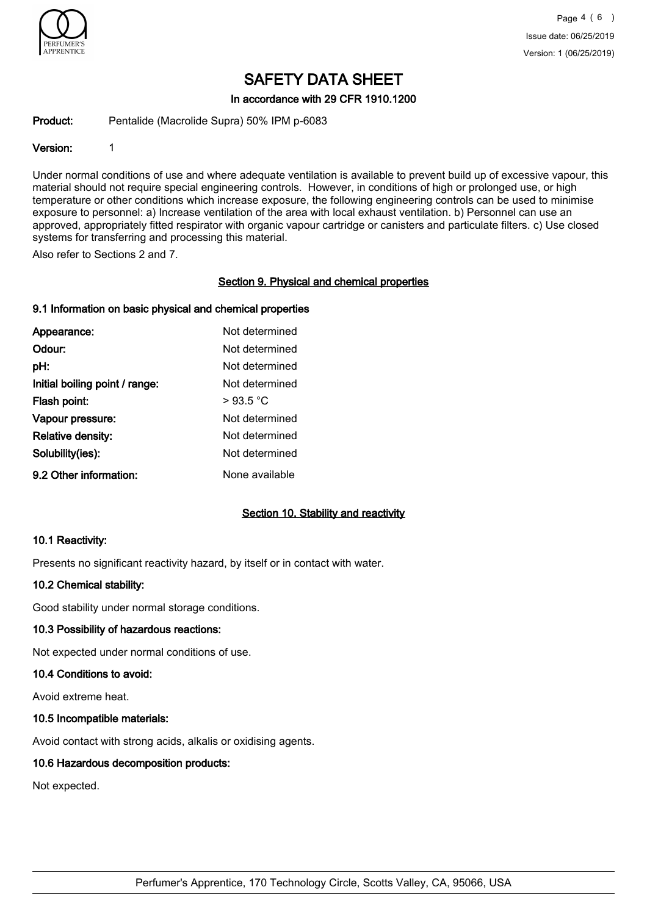# SAFETY DATA SHEET

In accordance with 29 CFR 1910.1200

**Product:** Pentalide (Macrolide Supra) 50% IPM p-6083

**Version:** 1

Under normal conditions of use and where adequate ventilation is available to prevent build up of excessive vapour, this material should not require special engineering controls. However, in conditions of high or prolonged use, or high temperature or other conditions which increase exposure, the following engineering controls can be used to minimise exposure to personnel: a) Increase ventilation of the area with local exhaust ventilation. b) Personnel can use an approved, appropriately fitted respirator with organic vapour cartridge or canisters and particulate filters. c) Use closed systems for transferring and processing this material.

Also refer to Sections 2 and 7.

## Section 9. Physical and chemical properties

### 9.1 Information on basic physical and chemical properties

| | |
|---|---|
| **Appearance:** | Not determined |
| **Odour:** | Not determined |
| **pH:** | Not determined |
| **Initial boiling point / range:** | Not determined |
| **Flash point:** | > 93.5 °C |
| **Vapour pressure:** | Not determined |
| **Relative density:** | Not determined |
| **Solubility(ies):** | Not determined |
| **9.2 Other information:** | None available |

## Section 10. Stability and reactivity

### 10.1 Reactivity:

Presents no significant reactivity hazard, by itself or in contact with water.

### 10.2 Chemical stability:

Good stability under normal storage conditions.

### 10.3 Possibility of hazardous reactions:

Not expected under normal conditions of use.

### 10.4 Conditions to avoid:

Avoid extreme heat.

### 10.5 Incompatible materials:

Avoid contact with strong acids, alkalis or oxidising agents.

### 10.6 Hazardous decomposition products:

Not expected.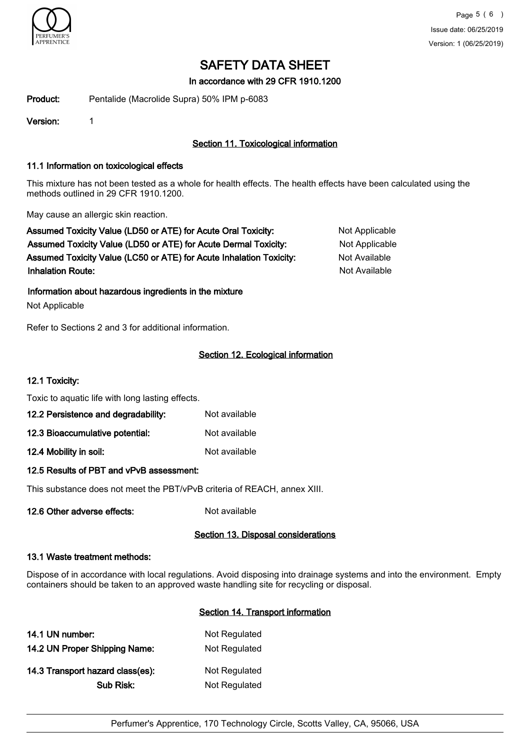# SAFETY DATA SHEET

In accordance with 29 CFR 1910.1200

**Product:** Pentalide (Macrolide Supra) 50% IPM p-6083

**Version:** 1

## Section 11. Toxicological information

### 11.1 Information on toxicological effects

This mixture has not been tested as a whole for health effects. The health effects have been calculated using the methods outlined in 29 CFR 1910.1200.

May cause an allergic skin reaction.

| | |
|---|---|
| **Assumed Toxicity Value (LD50 or ATE) for Acute Oral Toxicity:** | Not Applicable |
| **Assumed Toxicity Value (LD50 or ATE) for Acute Dermal Toxicity:** | Not Applicable |
| **Assumed Toxicity Value (LC50 or ATE) for Acute Inhalation Toxicity:** | Not Available |
| **Inhalation Route:** | Not Available |

**Information about hazardous ingredients in the mixture**

Not Applicable

Refer to Sections 2 and 3 for additional information.

## Section 12. Ecological information

### 12.1 Toxicity:

Toxic to aquatic life with long lasting effects.

| | |
|---|---|
| **12.2 Persistence and degradability:** | Not available |
| **12.3 Bioaccumulative potential:** | Not available |
| **12.4 Mobility in soil:** | Not available |

### 12.5 Results of PBT and vPvB assessment:

This substance does not meet the PBT/vPvB criteria of REACH, annex XIII.

**12.6 Other adverse effects:** Not available

## Section 13. Disposal considerations

### 13.1 Waste treatment methods:

Dispose of in accordance with local regulations. Avoid disposing into drainage systems and into the environment. Empty containers should be taken to an approved waste handling site for recycling or disposal.

## Section 14. Transport information

| | |
|---|---|
| **14.1 UN number:** | Not Regulated |
| **14.2 UN Proper Shipping Name:** | Not Regulated |
| **14.3 Transport hazard class(es):** | Not Regulated |
| **Sub Risk:** | Not Regulated |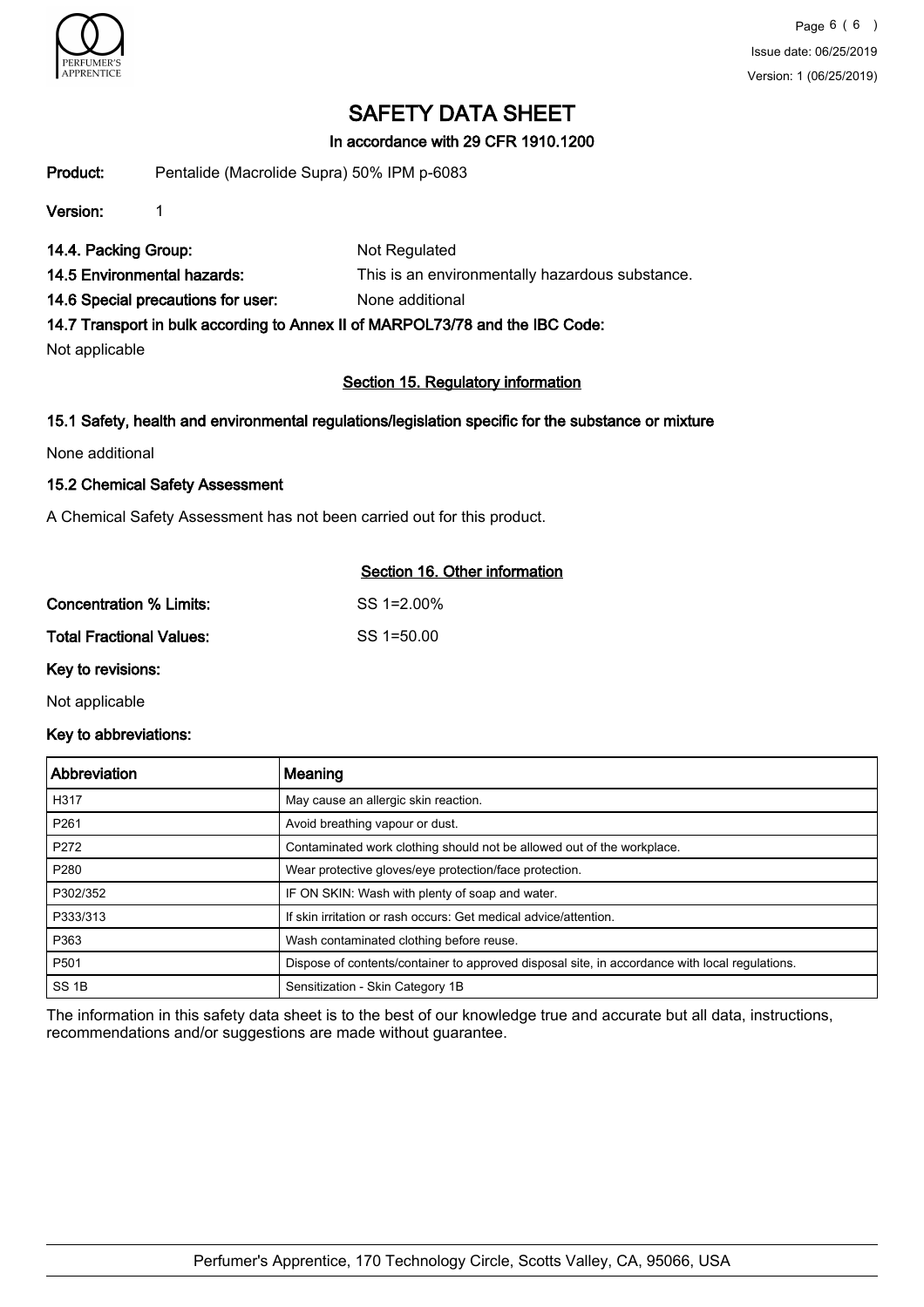# SAFETY DATA SHEET

In accordance with 29 CFR 1910.1200

**Product:** Pentalide (Macrolide Supra) 50% IPM p-6083

**Version:** 1

**14.4. Packing Group:** Not Regulated

**14.5 Environmental hazards:** This is an environmentally hazardous substance.

**14.6 Special precautions for user:** None additional

**14.7 Transport in bulk according to Annex II of MARPOL73/78 and the IBC Code:**

Not applicable

## Section 15. Regulatory information

### 15.1 Safety, health and environmental regulations/legislation specific for the substance or mixture

None additional

### 15.2 Chemical Safety Assessment

A Chemical Safety Assessment has not been carried out for this product.

## Section 16. Other information

**Concentration % Limits:** SS 1=2.00%

**Total Fractional Values:** SS 1=50.00

**Key to revisions:**

Not applicable

**Key to abbreviations:**

| Abbreviation | Meaning |
|---|---|
| H317 | May cause an allergic skin reaction. |
| P261 | Avoid breathing vapour or dust. |
| P272 | Contaminated work clothing should not be allowed out of the workplace. |
| P280 | Wear protective gloves/eye protection/face protection. |
| P302/352 | IF ON SKIN: Wash with plenty of soap and water. |
| P333/313 | If skin irritation or rash occurs: Get medical advice/attention. |
| P363 | Wash contaminated clothing before reuse. |
| P501 | Dispose of contents/container to approved disposal site, in accordance with local regulations. |
| SS 1B | Sensitization - Skin Category 1B |

The information in this safety data sheet is to the best of our knowledge true and accurate but all data, instructions, recommendations and/or suggestions are made without guarantee.

Perfumer's Apprentice, 170 Technology Circle, Scotts Valley, CA, 95066, USA